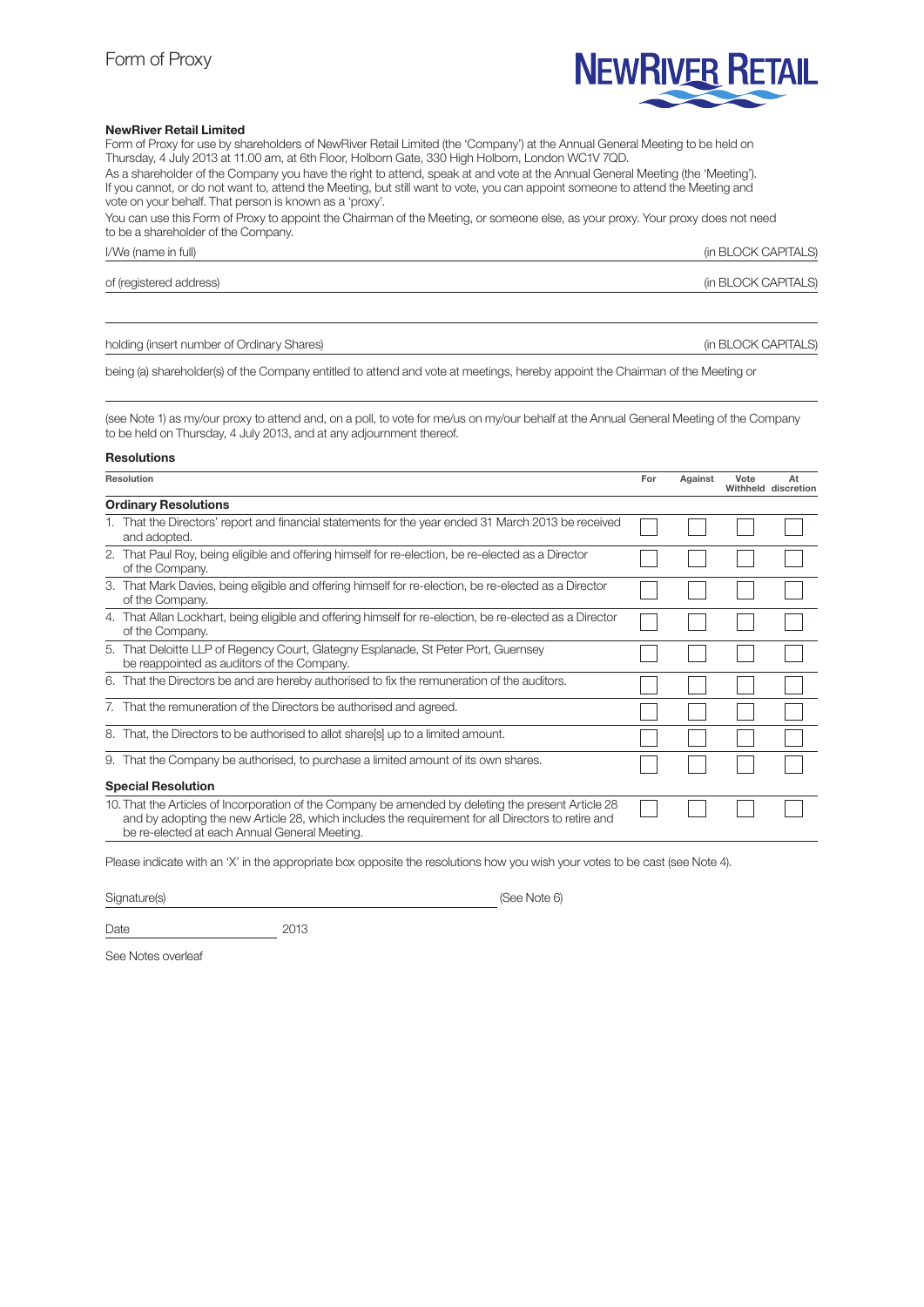# Form of Proxy

NEWRIVER RETAIL

**NewRiver Retail Limited**

Form of Proxy for use by shareholders of NewRiver Retail Limited (the 'Company') at the Annual General Meeting to be held on Thursday, 4 July 2013 at 11.00 am, at 6th Floor, Holborn Gate, 330 High Holborn, London WC1V 7QD.

As a shareholder of the Company you have the right to attend, speak at and vote at the Annual General Meeting (the 'Meeting'). If you cannot, or do not want to, attend the Meeting, but still want to vote, you can appoint someone to attend the Meeting and vote on your behalf. That person is known as a 'proxy'.

You can use this Form of Proxy to appoint the Chairman of the Meeting, or someone else, as your proxy. Your proxy does not need to be a shareholder of the Company.

I/We (name in full) ______________________________ (in BLOCK CAPITALS)

of (registered address) ______________________________ (in BLOCK CAPITALS)

______________________________

holding (insert number of Ordinary Shares) ______________________________ (in BLOCK CAPITALS)

being (a) shareholder(s) of the Company entitled to attend and vote at meetings, hereby appoint the Chairman of the Meeting or

______________________________

(see Note 1) as my/our proxy to attend and, on a poll, to vote for me/us on my/our behalf at the Annual General Meeting of the Company to be held on Thursday, 4 July 2013, and at any adjournment thereof.

**Resolutions**

| Resolution | For | Against | Vote Withheld | At discretion |
|---|---|---|---|---|
| **Ordinary Resolutions** | | | | |
| 1. That the Directors' report and financial statements for the year ended 31 March 2013 be received and adopted. | ☐ | ☐ | ☐ | ☐ |
| 2. That Paul Roy, being eligible and offering himself for re-election, be re-elected as a Director of the Company. | ☐ | ☐ | ☐ | ☐ |
| 3. That Mark Davies, being eligible and offering himself for re-election, be re-elected as a Director of the Company. | ☐ | ☐ | ☐ | ☐ |
| 4. That Allan Lockhart, being eligible and offering himself for re-election, be re-elected as a Director of the Company. | ☐ | ☐ | ☐ | ☐ |
| 5. That Deloitte LLP of Regency Court, Glategny Esplanade, St Peter Port, Guernsey be reappointed as auditors of the Company. | ☐ | ☐ | ☐ | ☐ |
| 6. That the Directors be and are hereby authorised to fix the remuneration of the auditors. | ☐ | ☐ | ☐ | ☐ |
| 7. That the remuneration of the Directors be authorised and agreed. | ☐ | ☐ | ☐ | ☐ |
| 8. That, the Directors to be authorised to allot share[s] up to a limited amount. | ☐ | ☐ | ☐ | ☐ |
| 9. That the Company be authorised, to purchase a limited amount of its own shares. | ☐ | ☐ | ☐ | ☐ |
| **Special Resolution** | | | | |
| 10. That the Articles of Incorporation of the Company be amended by deleting the present Article 28 and by adopting the new Article 28, which includes the requirement for all Directors to retire and be re-elected at each Annual General Meeting. | ☐ | ☐ | ☐ | ☐ |

Please indicate with an 'X' in the appropriate box opposite the resolutions how you wish your votes to be cast (see Note 4).

Signature(s) ______________________________ (See Note 6)

Date ____________________ 2013

See Notes overleaf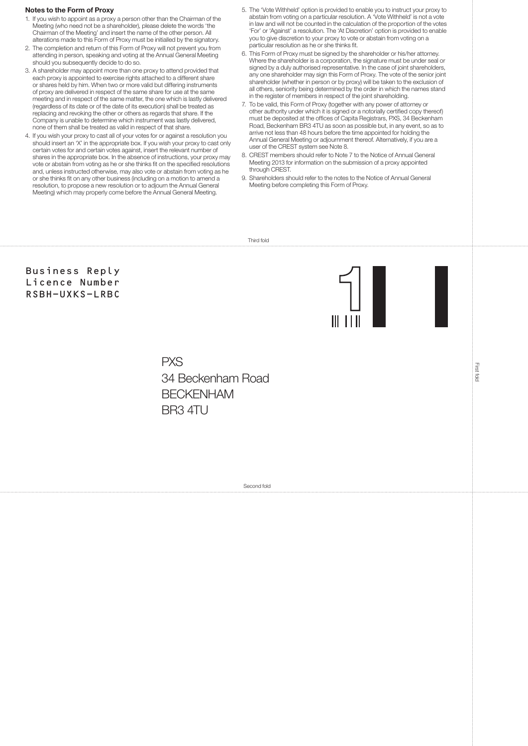**Notes to the Form of Proxy**

1. If you wish to appoint as a proxy a person other than the Chairman of the Meeting (who need not be a shareholder), please delete the words 'the Chairman of the Meeting' and insert the name of the other person. All alterations made to this Form of Proxy must be initialled by the signatory.
2. The completion and return of this Form of Proxy will not prevent you from attending in person, speaking and voting at the Annual General Meeting should you subsequently decide to do so.
3. A shareholder may appoint more than one proxy to attend provided that each proxy is appointed to exercise rights attached to a different share or shares held by him. When two or more valid but differing instruments of proxy are delivered in respect of the same share for use at the same meeting and in respect of the same matter, the one which is lastly delivered (regardless of its date or of the date of its execution) shall be treated as replacing and revoking the other or others as regards that share. If the Company is unable to determine which instrument was lastly delivered, none of them shall be treated as valid in respect of that share.
4. If you wish your proxy to cast all of your votes for or against a resolution you should insert an 'X' in the appropriate box. If you wish your proxy to cast only certain votes for and certain votes against, insert the relevant number of shares in the appropriate box. In the absence of instructions, your proxy may vote or abstain from voting as he or she thinks fit on the specified resolutions and, unless instructed otherwise, may also vote or abstain from voting as he or she thinks fit on any other business (including on a motion to amend a resolution, to propose a new resolution or to adjourn the Annual General Meeting) which may properly come before the Annual General Meeting.
5. The 'Vote Withheld' option is provided to enable you to instruct your proxy to abstain from voting on a particular resolution. A 'Vote Withheld' is not a vote in law and will not be counted in the calculation of the proportion of the votes 'For' or 'Against' a resolution. The 'At Discretion' option is provided to enable you to give discretion to your proxy to vote or abstain from voting on a particular resolution as he or she thinks fit.
6. This Form of Proxy must be signed by the shareholder or his/her attorney. Where the shareholder is a corporation, the signature must be under seal or signed by a duly authorised representative. In the case of joint shareholders, any one shareholder may sign this Form of Proxy. The vote of the senior joint shareholder (whether in person or by proxy) will be taken to the exclusion of all others, seniority being determined by the order in which the names stand in the register of members in respect of the joint shareholding.
7. To be valid, this Form of Proxy (together with any power of attorney or other authority under which it is signed or a notorially certified copy thereof) must be deposited at the offices of Capita Registrars, PXS, 34 Beckenham Road, Beckenham BR3 4TU as soon as possible but, in any event, so as to arrive not less than 48 hours before the time appointed for holding the Annual General Meeting or adjournment thereof. Alternatively, if you are a user of the CREST system see Note 8.
8. CREST members should refer to Note 7 to the Notice of Annual General Meeting 2013 for information on the submission of a proxy appointed through CREST.
9. Shareholders should refer to the notes to the Notice of Annual General Meeting before completing this Form of Proxy.

Third fold

Business Reply
Licence Number
RSBH-UXKS-LRBC

1

PXS
34 Beckenham Road
BECKENHAM
BR3 4TU

First fold

Second fold